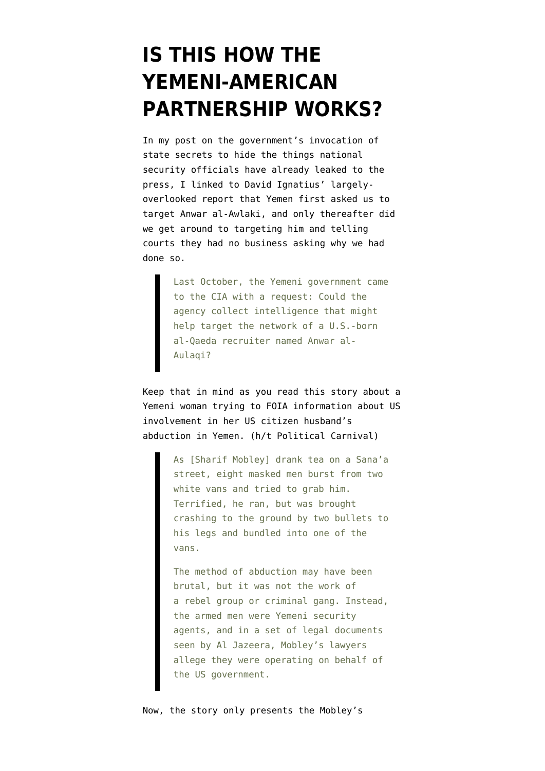# IS THIS HOW THE YEMENI-AMERICAN PARTNERSHIP WORKS?

In my post on the government's invocation of state secrets to hide the things national security officials have already leaked to the press, I linked to David Ignatius' largely-overlooked report that Yemen first asked us to target Anwar al-Awlaki, and only thereafter did we get around to targeting him and telling courts they had no business asking why we had done so.

> Last October, the Yemeni government came to the CIA with a request: Could the agency collect intelligence that might help target the network of a U.S.-born al-Qaeda recruiter named Anwar al-Aulaqi?

Keep that in mind as you read this story about a Yemeni woman trying to FOIA information about US involvement in her US citizen husband's abduction in Yemen. (h/t Political Carnival)

> As [Sharif Mobley] drank tea on a Sana'a street, eight masked men burst from two white vans and tried to grab him. Terrified, he ran, but was brought crashing to the ground by two bullets to his legs and bundled into one of the vans.
>
> The method of abduction may have been brutal, but it was not the work of a rebel group or criminal gang. Instead, the armed men were Yemeni security agents, and in a set of legal documents seen by Al Jazeera, Mobley's lawyers allege they were operating on behalf of the US government.

Now, the story only presents the Mobley's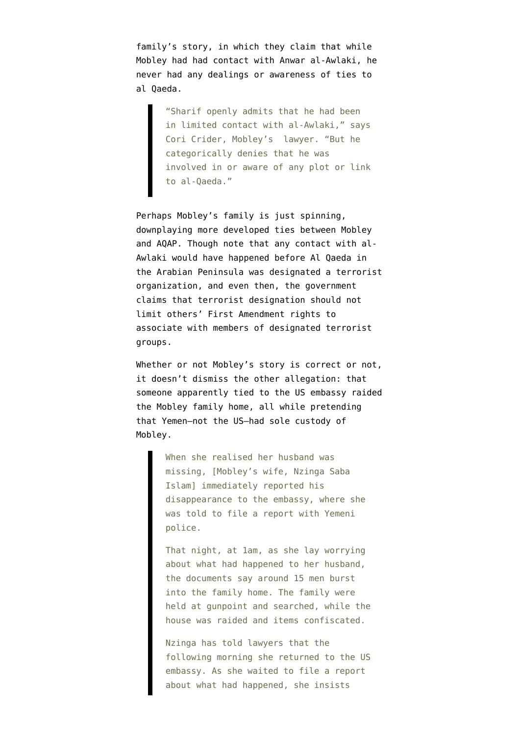family's story, in which they claim that while Mobley had had contact with Anwar al-Awlaki, he never had any dealings or awareness of ties to al Qaeda.

> "Sharif openly admits that he had been in limited contact with al-Awlaki," says Cori Crider, Mobley's lawyer. "But he categorically denies that he was involved in or aware of any plot or link to al-Qaeda."

Perhaps Mobley's family is just spinning, downplaying more developed ties between Mobley and AQAP. Though note that any contact with al-Awlaki would have happened before Al Qaeda in the Arabian Peninsula was designated a terrorist organization, and even then, the government claims that terrorist designation should not limit others' First Amendment rights to associate with members of designated terrorist groups.

Whether or not Mobley's story is correct or not, it doesn't dismiss the other allegation: that someone apparently tied to the US embassy raided the Mobley family home, all while pretending that Yemen–not the US–had sole custody of Mobley.

> When she realised her husband was missing, [Mobley's wife, Nzinga Saba Islam] immediately reported his disappearance to the embassy, where she was told to file a report with Yemeni police.
>
> That night, at 1am, as she lay worrying about what had happened to her husband, the documents say around 15 men burst into the family home. The family were held at gunpoint and searched, while the house was raided and items confiscated.
>
> Nzinga has told lawyers that the following morning she returned to the US embassy. As she waited to file a report about what had happened, she insists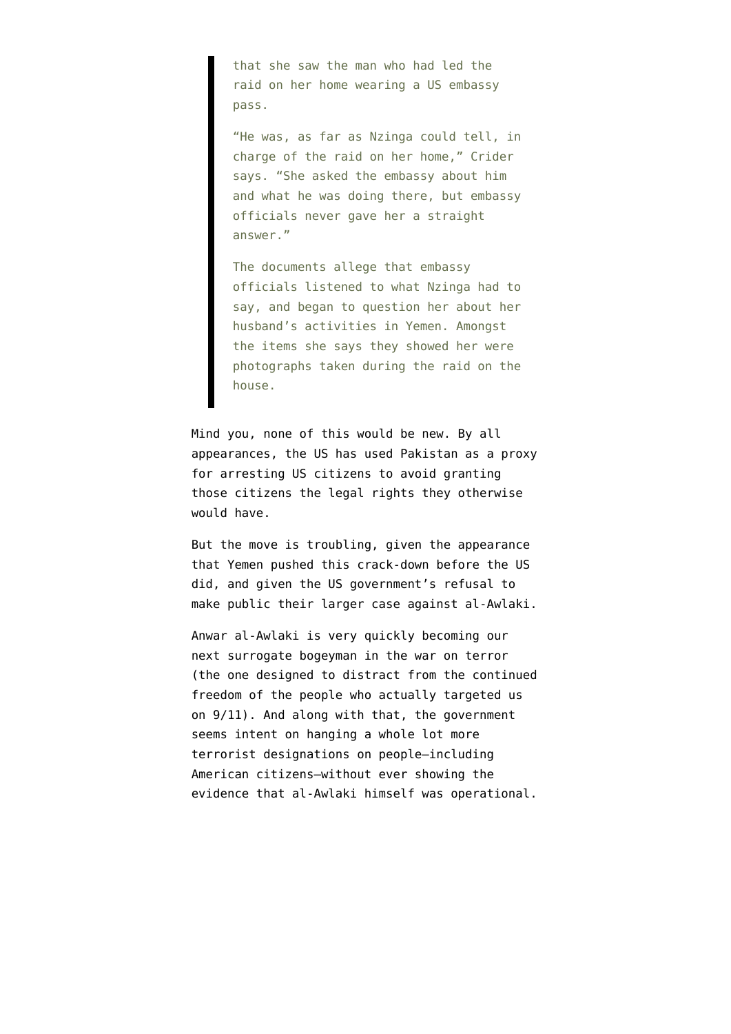> that she saw the man who had led the raid on her home wearing a US embassy pass.
>
> "He was, as far as Nzinga could tell, in charge of the raid on her home," Crider says. "She asked the embassy about him and what he was doing there, but embassy officials never gave her a straight answer."
>
> The documents allege that embassy officials listened to what Nzinga had to say, and began to question her about her husband's activities in Yemen. Amongst the items she says they showed her were photographs taken during the raid on the house.

Mind you, none of this would be new. By all appearances, the US has used Pakistan as a proxy for arresting US citizens to avoid granting those citizens the legal rights they otherwise would have.

But the move is troubling, given the appearance that Yemen pushed this crack-down before the US did, and given the US government's refusal to make public their larger case against al-Awlaki.

Anwar al-Awlaki is very quickly becoming our next surrogate bogeyman in the war on terror (the one designed to distract from the continued freedom of the people who actually targeted us on 9/11). And along with that, the government seems intent on hanging a whole lot more terrorist designations on people–including American citizens–without ever showing the evidence that al-Awlaki himself was operational.